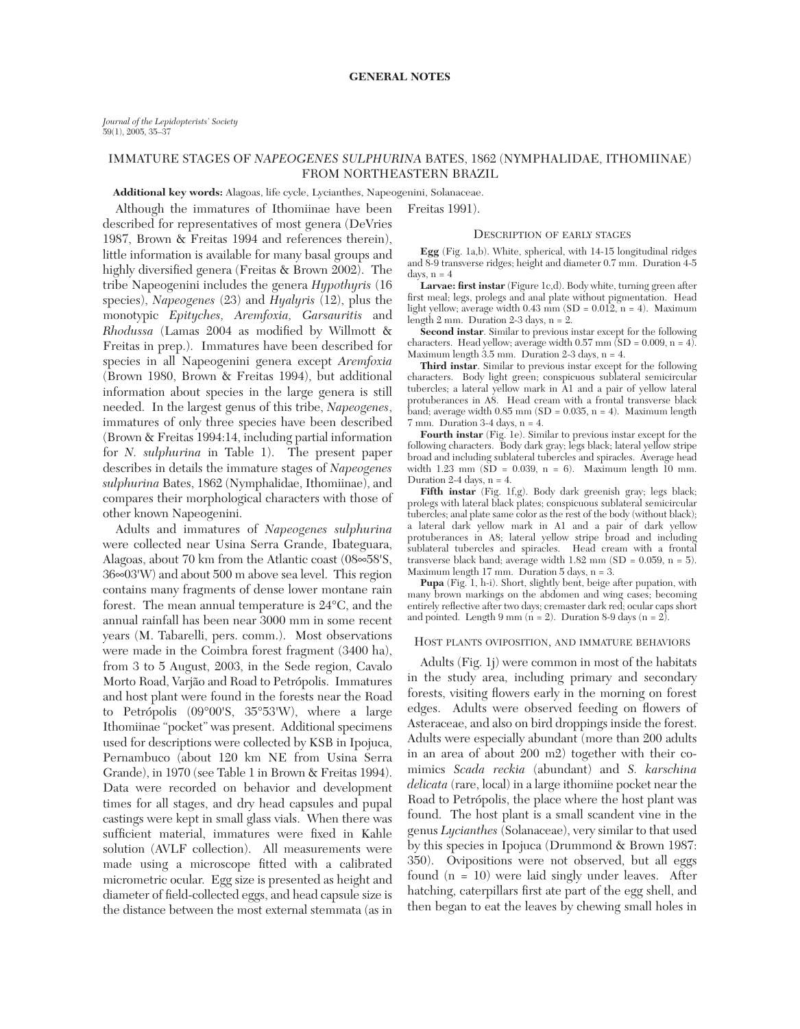## GENERAL NOTES

*Journal of the Lepidopterists' Society*
59(1), 2005, 35–37

# IMMATURE STAGES OF *NAPEOGENES SULPHURINA* BATES, 1862 (NYMPHALIDAE, ITHOMIINAE) FROM NORTHEASTERN BRAZIL

**Additional key words:** Alagoas, life cycle, Lycianthes, Napeogenini, Solanaceae.

Although the immatures of Ithomiinae have been described for representatives of most genera (DeVries 1987, Brown & Freitas 1994 and references therein), little information is available for many basal groups and highly diversified genera (Freitas & Brown 2002). The tribe Napeogenini includes the genera *Hypothyris* (16 species), *Napeogenes* (23) and *Hyalyris* (12), plus the monotypic *Epityches, Aremfoxia, Garsauritis* and *Rhodussa* (Lamas 2004 as modified by Willmott & Freitas in prep.). Immatures have been described for species in all Napeogenini genera except *Aremfoxia* (Brown 1980, Brown & Freitas 1994), but additional information about species in the large genera is still needed. In the largest genus of this tribe, *Napeogenes*, immatures of only three species have been described (Brown & Freitas 1994:14, including partial information for *N. sulphurina* in Table 1). The present paper describes in details the immature stages of *Napeogenes sulphurina* Bates, 1862 (Nymphalidae, Ithomiinae), and compares their morphological characters with those of other known Napeogenini.

Adults and immatures of *Napeogenes sulphurina* were collected near Usina Serra Grande, Ibateguara, Alagoas, about 70 km from the Atlantic coast (08∞58'S, 36∞03'W) and about 500 m above sea level. This region contains many fragments of dense lower montane rain forest. The mean annual temperature is 24°C, and the annual rainfall has been near 3000 mm in some recent years (M. Tabarelli, pers. comm.). Most observations were made in the Coimbra forest fragment (3400 ha), from 3 to 5 August, 2003, in the Sede region, Cavalo Morto Road, Varjão and Road to Petrópolis. Immatures and host plant were found in the forests near the Road to Petrópolis (09°00'S, 35°53'W), where a large Ithomiinae "pocket" was present. Additional specimens used for descriptions were collected by KSB in Ipojuca, Pernambuco (about 120 km NE from Usina Serra Grande), in 1970 (see Table 1 in Brown & Freitas 1994). Data were recorded on behavior and development times for all stages, and dry head capsules and pupal castings were kept in small glass vials. When there was sufficient material, immatures were fixed in Kahle solution (AVLF collection). All measurements were made using a microscope fitted with a calibrated micrometric ocular. Egg size is presented as height and diameter of field-collected eggs, and head capsule size is the distance between the most external stemmata (as in Freitas 1991).

## Description of early stages

**Egg** (Fig. 1a,b). White, spherical, with 14-15 longitudinal ridges and 8-9 transverse ridges; height and diameter 0.7 mm. Duration 4-5 days, n = 4

**Larvae: first instar** (Figure 1c,d). Body white, turning green after first meal; legs, prolegs and anal plate without pigmentation. Head light yellow; average width 0.43 mm (SD = 0.012, n = 4). Maximum length 2 mm. Duration 2-3 days, n = 2.

**Second instar**. Similar to previous instar except for the following characters. Head yellow; average width 0.57 mm (SD = 0.009, n = 4). Maximum length 3.5 mm. Duration 2-3 days, n = 4.

**Third instar**. Similar to previous instar except for the following characters. Body light green; conspicuous sublateral semicircular tubercles; a lateral yellow mark in A1 and a pair of yellow lateral protuberances in A8. Head cream with a frontal transverse black band; average width 0.85 mm (SD = 0.035, n = 4). Maximum length 7 mm. Duration 3-4 days, n = 4.

**Fourth instar** (Fig. 1e). Similar to previous instar except for the following characters. Body dark gray; legs black; lateral yellow stripe broad and including sublateral tubercles and spiracles. Average head width 1.23 mm (SD = 0.039, n = 6). Maximum length 10 mm. Duration 2-4 days, n = 4.

**Fifth instar** (Fig. 1f,g). Body dark greenish gray; legs black; prolegs with lateral black plates; conspicuous sublateral semicircular tubercles; anal plate same color as the rest of the body (without black); a lateral dark yellow mark in A1 and a pair of dark yellow protuberances in A8; lateral yellow stripe broad and including sublateral tubercles and spiracles. Head cream with a frontal transverse black band; average width 1.82 mm (SD = 0.059, n = 5). Maximum length 17 mm. Duration 5 days, n = 3.

**Pupa** (Fig. 1, h-i). Short, slightly bent, beige after pupation, with many brown markings on the abdomen and wing cases; becoming entirely reflective after two days; cremaster dark red; ocular caps short and pointed. Length 9 mm (n = 2). Duration 8-9 days (n = 2).

## Host plants oviposition, and immature behaviors

Adults (Fig. 1j) were common in most of the habitats in the study area, including primary and secondary forests, visiting flowers early in the morning on forest edges. Adults were observed feeding on flowers of Asteraceae, and also on bird droppings inside the forest. Adults were especially abundant (more than 200 adults in an area of about 200 m2) together with their co-mimics *Scada reckia* (abundant) and *S. karschina delicata* (rare, local) in a large ithomiine pocket near the Road to Petrópolis, the place where the host plant was found. The host plant is a small scandent vine in the genus *Lycianthes* (Solanaceae), very similar to that used by this species in Ipojuca (Drummond & Brown 1987: 350). Ovipositions were not observed, but all eggs found (n = 10) were laid singly under leaves. After hatching, caterpillars first ate part of the egg shell, and then began to eat the leaves by chewing small holes in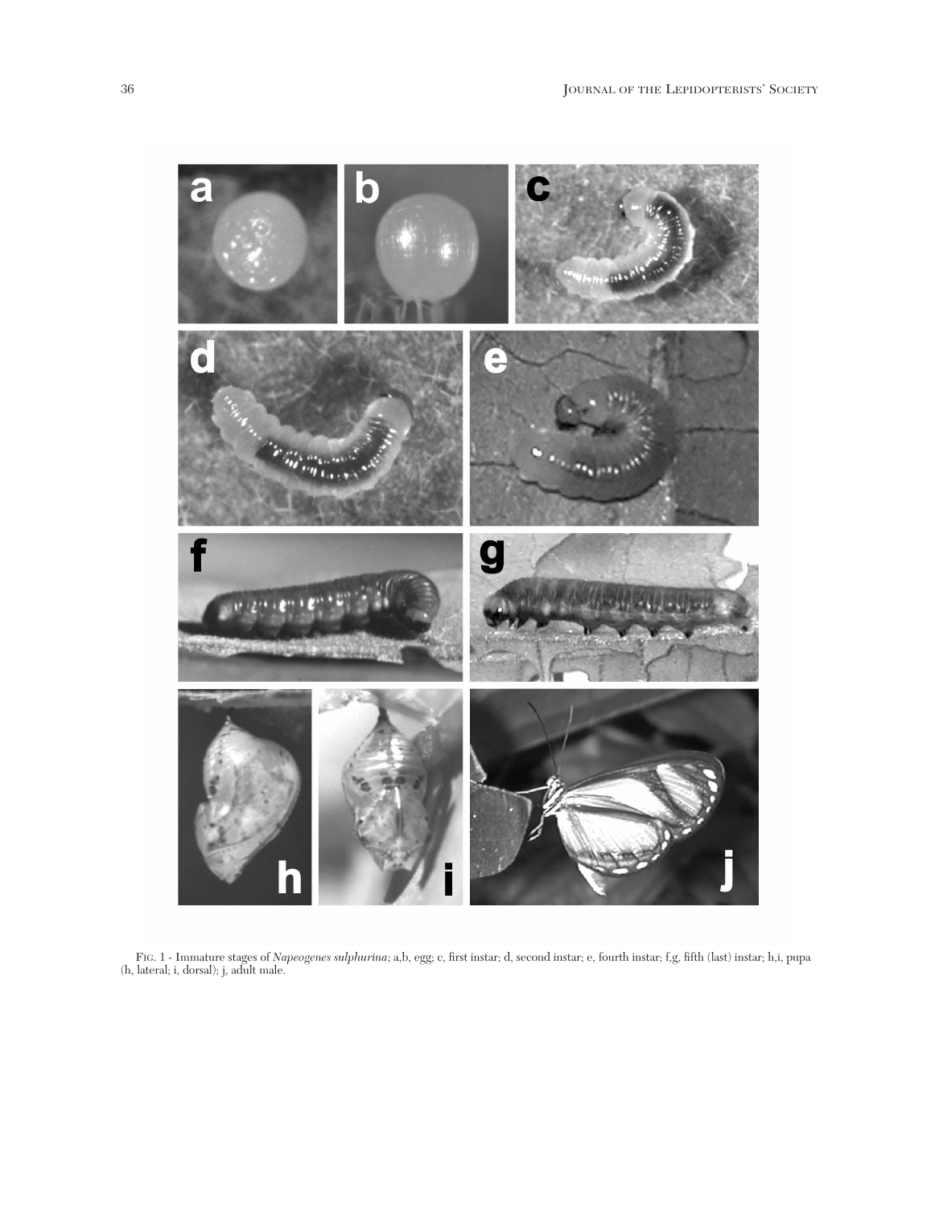Fig. 1 - Immature stages of *Napeogenes sulphurina*; a,b, egg; c, first instar; d, second instar; e, fourth instar; f,g, fifth (last) instar; h,i, pupa (h, lateral; i, dorsal); j, adult male.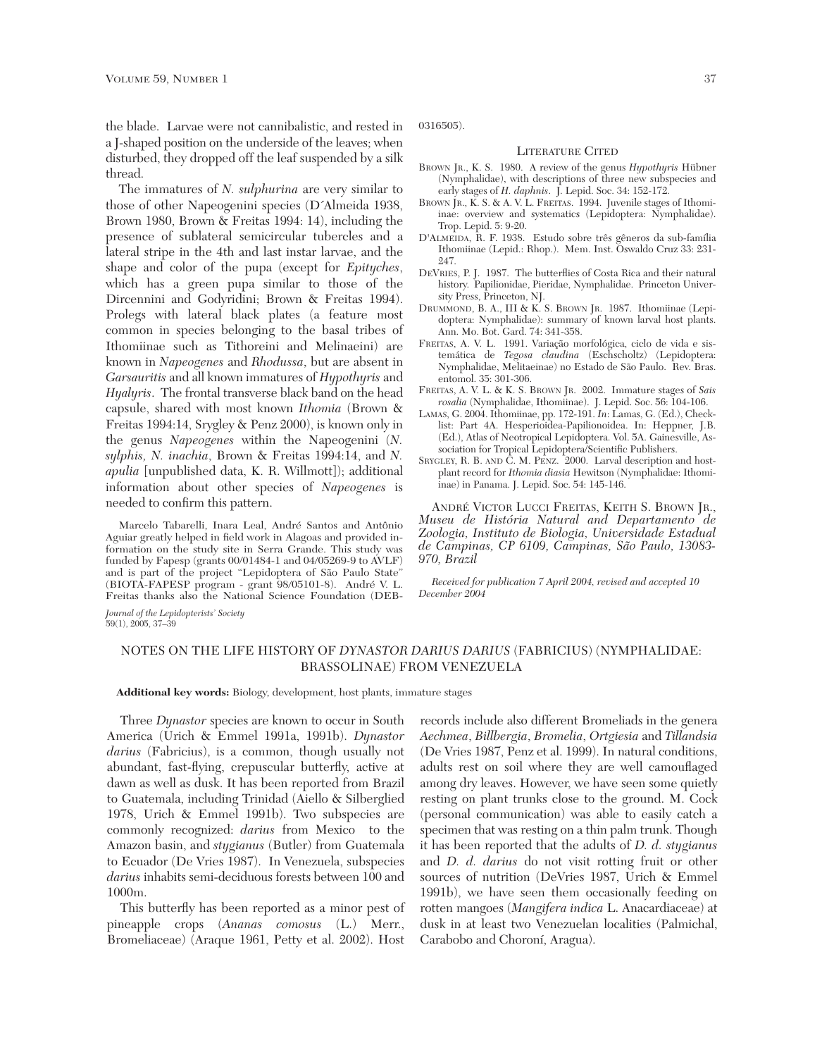the blade. Larvae were not cannibalistic, and rested in a J-shaped position on the underside of the leaves; when disturbed, they dropped off the leaf suspended by a silk thread.

The immatures of *N. sulphurina* are very similar to those of other Napeogenini species (D´Almeida 1938, Brown 1980, Brown & Freitas 1994: 14), including the presence of sublateral semicircular tubercles and a lateral stripe in the 4th and last instar larvae, and the shape and color of the pupa (except for *Epityches*, which has a green pupa similar to those of the Dircennini and Godyridini; Brown & Freitas 1994). Prolegs with lateral black plates (a feature most common in species belonging to the basal tribes of Ithomiinae such as Tithoreini and Melinaeini) are known in *Napeogenes* and *Rhodussa*, but are absent in *Garsauritis* and all known immatures of *Hypothyris* and *Hyalyris*. The frontal transverse black band on the head capsule, shared with most known *Ithomia* (Brown & Freitas 1994:14, Srygley & Penz 2000), is known only in the genus *Napeogenes* within the Napeogenini (*N. sylphis*, *N. inachia*, Brown & Freitas 1994:14, and *N. apulia* [unpublished data, K. R. Willmott]); additional information about other species of *Napeogenes* is needed to confirm this pattern.

Marcelo Tabarelli, Inara Leal, André Santos and Antônio Aguiar greatly helped in field work in Alagoas and provided information on the study site in Serra Grande. This study was funded by Fapesp (grants 00/01484-1 and 04/05269-9 to AVLF) and is part of the project "Lepidoptera of São Paulo State" (BIOTA-FAPESP program - grant 98/05101-8). André V. L. Freitas thanks also the National Science Foundation (DEB-0316505).

## Literature Cited

- Brown Jr., K. S. 1980. A review of the genus *Hypothyris* Hübner (Nymphalidae), with descriptions of three new subspecies and early stages of *H. daphnis*. J. Lepid. Soc. 34: 152-172.
- Brown Jr., K. S. & A. V. L. Freitas. 1994. Juvenile stages of Ithomiinae: overview and systematics (Lepidoptera: Nymphalidae). Trop. Lepid. 5: 9-20.
- D'Almeida, R. F. 1938. Estudo sobre três gêneros da sub-família Ithomiinae (Lepid.: Rhop.). Mem. Inst. Oswaldo Cruz 33: 231-247.
- DeVries, P. J. 1987. The butterflies of Costa Rica and their natural history. Papilionidae, Pieridae, Nymphalidae. Princeton University Press, Princeton, NJ.
- Drummond, B. A., III & K. S. Brown Jr. 1987. Ithomiinae (Lepidoptera: Nymphalidae): summary of known larval host plants. Ann. Mo. Bot. Gard. 74: 341-358.
- Freitas, A. V. L. 1991. Variação morfológica, ciclo de vida e sistemática de *Tegosa claudina* (Eschscholtz) (Lepidoptera: Nymphalidae, Melitaeinae) no Estado de São Paulo. Rev. Bras. entomol. 35: 301-306.
- Freitas, A. V. L. & K. S. Brown Jr. 2002. Immature stages of *Sais rosalia* (Nymphalidae, Ithomiinae). J. Lepid. Soc. 56: 104-106.
- Lamas, G. 2004. Ithomiinae, pp. 172-191. *In*: Lamas, G. (Ed.), Checklist: Part 4A. Hesperioidea-Papilionoidea. In: Heppner, J.B. (Ed.), Atlas of Neotropical Lepidoptera. Vol. 5A. Gainesville, Association for Tropical Lepidoptera/Scientific Publishers.
- Srygley, R. B. and C. M. Penz. 2000. Larval description and host-plant record for *Ithomia diasia* Hewitson (Nymphalidae: Ithomiinae) in Panama. J. Lepid. Soc. 54: 145-146.

André Victor Lucci Freitas, Keith S. Brown Jr., *Museu de História Natural and Departamento de Zoologia, Instituto de Biologia, Universidade Estadual de Campinas, CP 6109, Campinas, São Paulo, 13083-970, Brazil*

*Received for publication 7 April 2004, revised and accepted 10 December 2004*

*Journal of the Lepidopterists' Society*
59(1), 2005, 37–39

# NOTES ON THE LIFE HISTORY OF *DYNASTOR DARIUS DARIUS* (FABRICIUS) (NYMPHALIDAE: BRASSOLINAE) FROM VENEZUELA

**Additional key words:** Biology, development, host plants, immature stages

Three *Dynastor* species are known to occur in South America (Urich & Emmel 1991a, 1991b). *Dynastor darius* (Fabricius), is a common, though usually not abundant, fast-flying, crepuscular butterfly, active at dawn as well as dusk. It has been reported from Brazil to Guatemala, including Trinidad (Aiello & Silberglied 1978, Urich & Emmel 1991b). Two subspecies are commonly recognized: *darius* from Mexico to the Amazon basin, and *stygianus* (Butler) from Guatemala to Ecuador (De Vries 1987). In Venezuela, subspecies *darius* inhabits semi-deciduous forests between 100 and 1000m.

This butterfly has been reported as a minor pest of pineapple crops (*Ananas comosus* (L.) Merr., Bromeliaceae) (Araque 1961, Petty et al. 2002). Host records include also different Bromeliads in the genera *Aechmea*, *Billbergia*, *Bromelia*, *Ortgiesia* and *Tillandsia* (De Vries 1987, Penz et al. 1999). In natural conditions, adults rest on soil where they are well camouflaged among dry leaves. However, we have seen some quietly resting on plant trunks close to the ground. M. Cock (personal communication) was able to easily catch a specimen that was resting on a thin palm trunk. Though it has been reported that the adults of *D. d. stygianus* and *D. d. darius* do not visit rotting fruit or other sources of nutrition (DeVries 1987, Urich & Emmel 1991b), we have seen them occasionally feeding on rotten mangoes (*Mangifera indica* L. Anacardiaceae) at dusk in at least two Venezuelan localities (Palmichal, Carabobo and Choroní, Aragua).